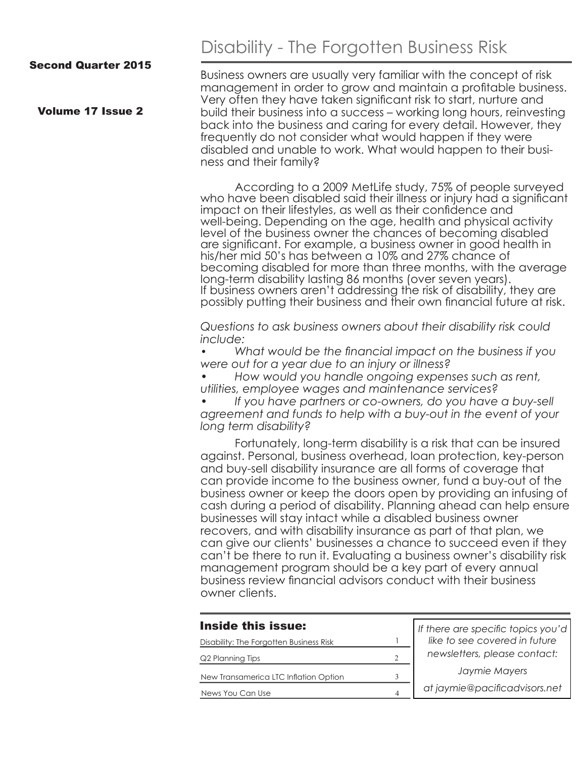**Second Quarter 2015**

**Volume 17 Issue 2**

# Disability - The Forgotten Business Risk

Business owners are usually very familiar with the concept of risk management in order to grow and maintain a profitable business. Very often they have taken significant risk to start, nurture and build their business into a success – working long hours, reinvesting back into the business and caring for every detail. However, they frequently do not consider what would happen if they were disabled and unable to work. What would happen to their business and their family?

According to a 2009 MetLife study, 75% of people surveyed who have been disabled said their illness or injury had a significant impact on their lifestyles, as well as their confidence and well-being. Depending on the age, health and physical activity level of the business owner the chances of becoming disabled are significant. For example, a business owner in good health in his/her mid 50's has between a 10% and 27% chance of becoming disabled for more than three months, with the average long-term disability lasting 86 months (over seven years). If business owners aren't addressing the risk of disability, they are possibly putting their business and their own financial future at risk.

*Questions to ask business owners about their disability risk could include:*

- *What would be the financial impact on the business if you were out for a year due to an injury or illness?*
- *How would you handle ongoing expenses such as rent, utilities, employee wages and maintenance services?*
- *If you have partners or co-owners, do you have a buy-sell agreement and funds to help with a buy-out in the event of your long term disability?*

Fortunately, long-term disability is a risk that can be insured against. Personal, business overhead, loan protection, key-person and buy-sell disability insurance are all forms of coverage that can provide income to the business owner, fund a buy-out of the business owner or keep the doors open by providing an infusing of cash during a period of disability. Planning ahead can help ensure businesses will stay intact while a disabled business owner recovers, and with disability insurance as part of that plan, we can give our clients' businesses a chance to succeed even if they can't be there to run it. Evaluating a business owner's disability risk management program should be a key part of every annual business review financial advisors conduct with their business owner clients.

## Inside this issue:

| | |
|---|---|
| Disability: The Forgotten Business Risk | 1 |
| Q2 Planning Tips | 2 |
| New Transamerica LTC Inflation Option | 3 |
| News You Can Use | 4 |

*If there are specific topics you'd like to see covered in future newsletters, please contact:*

*Jaymie Mayers*

*at jaymie@pacificadvisors.net*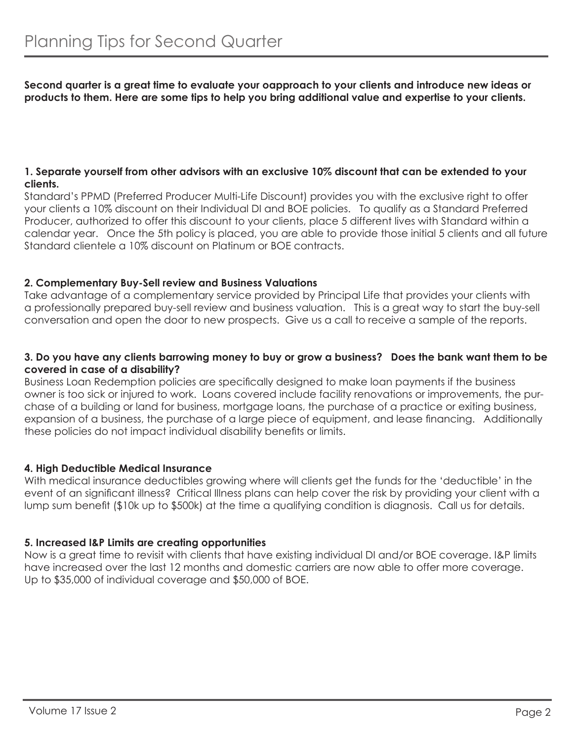# Planning Tips for Second Quarter

**Second quarter is a great time to evaluate your oapproach to your clients and introduce new ideas or products to them. Here are some tips to help you bring additional value and expertise to your clients.**

**1. Separate yourself from other advisors with an exclusive 10% discount that can be extended to your clients.**

Standard's PPMD (Preferred Producer Multi-Life Discount) provides you with the exclusive right to offer your clients a 10% discount on their Individual DI and BOE policies. To qualify as a Standard Preferred Producer, authorized to offer this discount to your clients, place 5 different lives with Standard within a calendar year. Once the 5th policy is placed, you are able to provide those initial 5 clients and all future Standard clientele a 10% discount on Platinum or BOE contracts.

**2. Complementary Buy-Sell review and Business Valuations**

Take advantage of a complementary service provided by Principal Life that provides your clients with a professionally prepared buy-sell review and business valuation. This is a great way to start the buy-sell conversation and open the door to new prospects. Give us a call to receive a sample of the reports.

**3. Do you have any clients barrowing money to buy or grow a business? Does the bank want them to be covered in case of a disability?**

Business Loan Redemption policies are specifically designed to make loan payments if the business owner is too sick or injured to work. Loans covered include facility renovations or improvements, the purchase of a building or land for business, mortgage loans, the purchase of a practice or exiting business, expansion of a business, the purchase of a large piece of equipment, and lease financing. Additionally these policies do not impact individual disability benefits or limits.

**4. High Deductible Medical Insurance**

With medical insurance deductibles growing where will clients get the funds for the 'deductible' in the event of an significant illness? Critical Illness plans can help cover the risk by providing your client with a lump sum benefit ($10k up to $500k) at the time a qualifying condition is diagnosis. Call us for details.

**5. Increased I&P Limits are creating opportunities**

Now is a great time to revisit with clients that have existing individual DI and/or BOE coverage. I&P limits have increased over the last 12 months and domestic carriers are now able to offer more coverage. Up to $35,000 of individual coverage and $50,000 of BOE.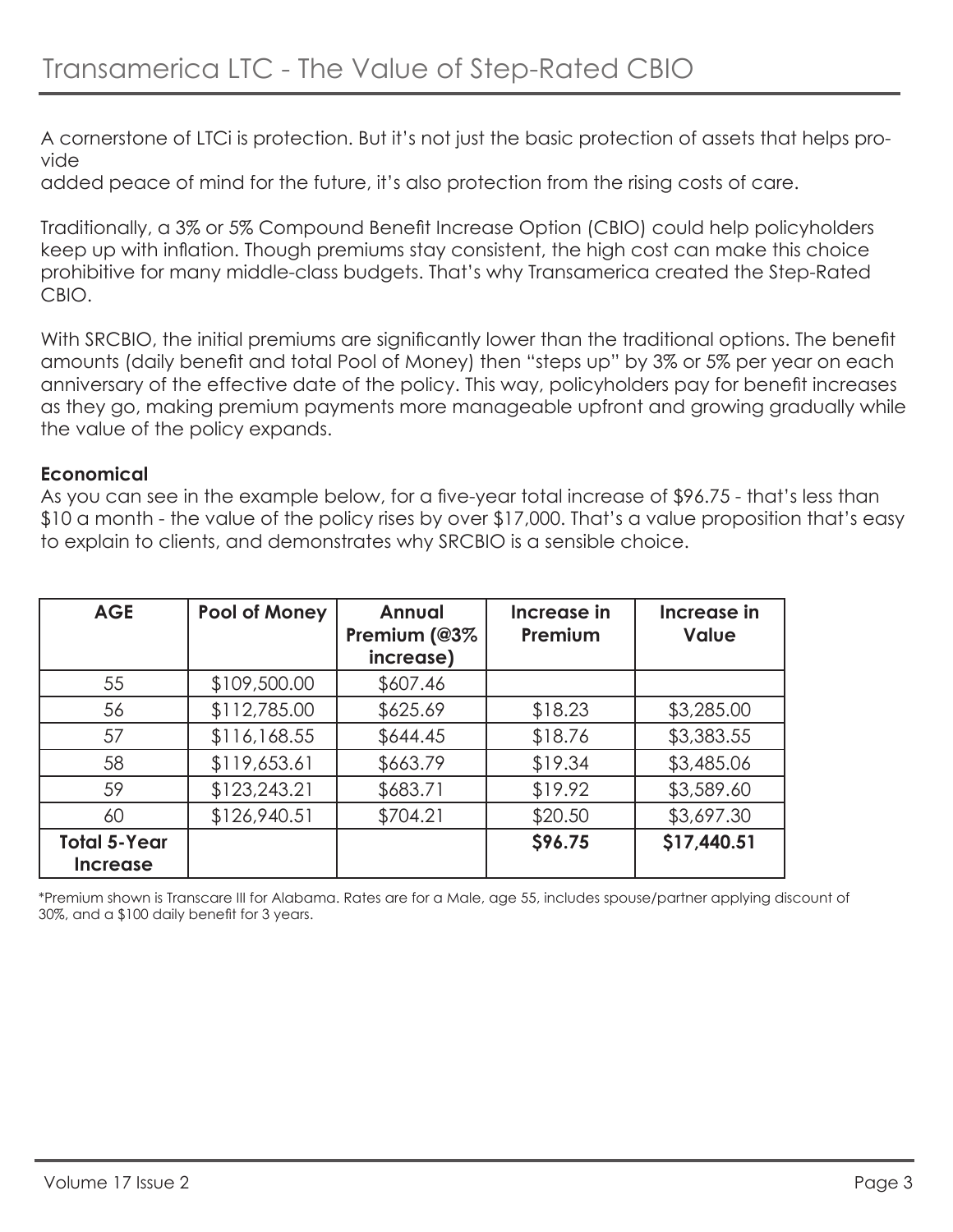# Transamerica LTC - The Value of Step-Rated CBIO

A cornerstone of LTCi is protection. But it's not just the basic protection of assets that helps provide added peace of mind for the future, it's also protection from the rising costs of care.

Traditionally, a 3% or 5% Compound Benefit Increase Option (CBIO) could help policyholders keep up with inflation. Though premiums stay consistent, the high cost can make this choice prohibitive for many middle-class budgets. That's why Transamerica created the Step-Rated CBIO.

With SRCBIO, the initial premiums are significantly lower than the traditional options. The benefit amounts (daily benefit and total Pool of Money) then "steps up" by 3% or 5% per year on each anniversary of the effective date of the policy. This way, policyholders pay for benefit increases as they go, making premium payments more manageable upfront and growing gradually while the value of the policy expands.

**Economical**

As you can see in the example below, for a five-year total increase of $96.75 - that's less than $10 a month - the value of the policy rises by over $17,000. That's a value proposition that's easy to explain to clients, and demonstrates why SRCBIO is a sensible choice.

| AGE | Pool of Money | Annual Premium (@3% increase) | Increase in Premium | Increase in Value |
|---|---|---|---|---|
| 55 | $109,500.00 | $607.46 | | |
| 56 | $112,785.00 | $625.69 | $18.23 | $3,285.00 |
| 57 | $116,168.55 | $644.45 | $18.76 | $3,383.55 |
| 58 | $119,653.61 | $663.79 | $19.34 | $3,485.06 |
| 59 | $123,243.21 | $683.71 | $19.92 | $3,589.60 |
| 60 | $126,940.51 | $704.21 | $20.50 | $3,697.30 |
| **Total 5-Year Increase** | | | **$96.75** | **$17,440.51** |

*Premium shown is Transcare III for Alabama. Rates are for a Male, age 55, includes spouse/partner applying discount of 30%, and a $100 daily benefit for 3 years.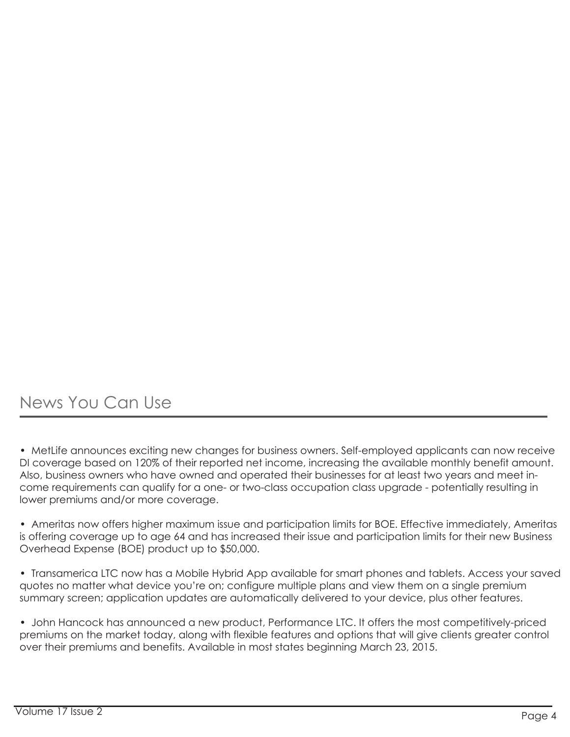## News You Can Use

- MetLife announces exciting new changes for business owners. Self-employed applicants can now receive DI coverage based on 120% of their reported net income, increasing the available monthly benefit amount. Also, business owners who have owned and operated their businesses for at least two years and meet income requirements can qualify for a one- or two-class occupation class upgrade - potentially resulting in lower premiums and/or more coverage.

- Ameritas now offers higher maximum issue and participation limits for BOE. Effective immediately, Ameritas is offering coverage up to age 64 and has increased their issue and participation limits for their new Business Overhead Expense (BOE) product up to $50,000.

- Transamerica LTC now has a Mobile Hybrid App available for smart phones and tablets. Access your saved quotes no matter what device you're on; configure multiple plans and view them on a single premium summary screen; application updates are automatically delivered to your device, plus other features.

- John Hancock has announced a new product, Performance LTC. It offers the most competitively-priced premiums on the market today, along with flexible features and options that will give clients greater control over their premiums and benefits. Available in most states beginning March 23, 2015.